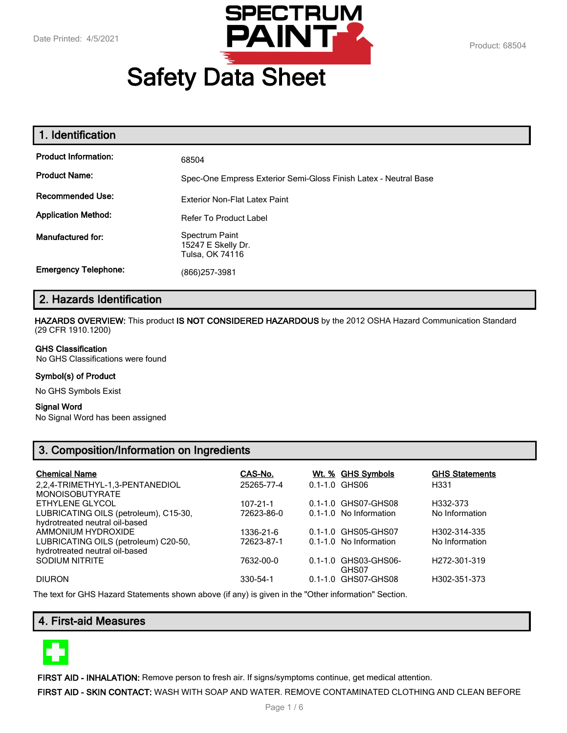Date Printed: 4/5/2021

Product: 68504

# Safety Data Sheet

## 1. Identification

| | |
|---|---|
| **Product Information:** | 68504 |
| **Product Name:** | Spec-One Empress Exterior Semi-Gloss Finish Latex - Neutral Base |
| **Recommended Use:** | Exterior Non-Flat Latex Paint |
| **Application Method:** | Refer To Product Label |
| **Manufactured for:** | Spectrum Paint<br>15247 E Skelly Dr.<br>Tulsa, OK 74116 |
| **Emergency Telephone:** | (866)257-3981 |

## 2. Hazards Identification

**HAZARDS OVERVIEW:** This product **IS NOT CONSIDERED HAZARDOUS** by the 2012 OSHA Hazard Communication Standard (29 CFR 1910.1200)

**GHS Classification**
No GHS Classifications were found

**Symbol(s) of Product**

No GHS Symbols Exist

**Signal Word**
No Signal Word has been assigned

## 3. Composition/Information on Ingredients

| Chemical Name | CAS-No. | Wt. % | GHS Symbols | GHS Statements |
|---|---|---|---|---|
| 2,2,4-TRIMETHYL-1,3-PENTANEDIOL MONOISOBUTYRATE | 25265-77-4 | 0.1-1.0 | GHS06 | H331 |
| ETHYLENE GLYCOL | 107-21-1 | 0.1-1.0 | GHS07-GHS08 | H332-373 |
| LUBRICATING OILS (petroleum), C15-30, hydrotreated neutral oil-based | 72623-86-0 | 0.1-1.0 | No Information | No Information |
| AMMONIUM HYDROXIDE | 1336-21-6 | 0.1-1.0 | GHS05-GHS07 | H302-314-335 |
| LUBRICATING OILS (petroleum) C20-50, hydrotreated neutral oil-based | 72623-87-1 | 0.1-1.0 | No Information | No Information |
| SODIUM NITRITE | 7632-00-0 | 0.1-1.0 | GHS03-GHS06-GHS07 | H272-301-319 |
| DIURON | 330-54-1 | 0.1-1.0 | GHS07-GHS08 | H302-351-373 |

The text for GHS Hazard Statements shown above (if any) is given in the "Other information" Section.

## 4. First-aid Measures

**FIRST AID - INHALATION:** Remove person to fresh air. If signs/symptoms continue, get medical attention.

**FIRST AID - SKIN CONTACT:** WASH WITH SOAP AND WATER. REMOVE CONTAMINATED CLOTHING AND CLEAN BEFORE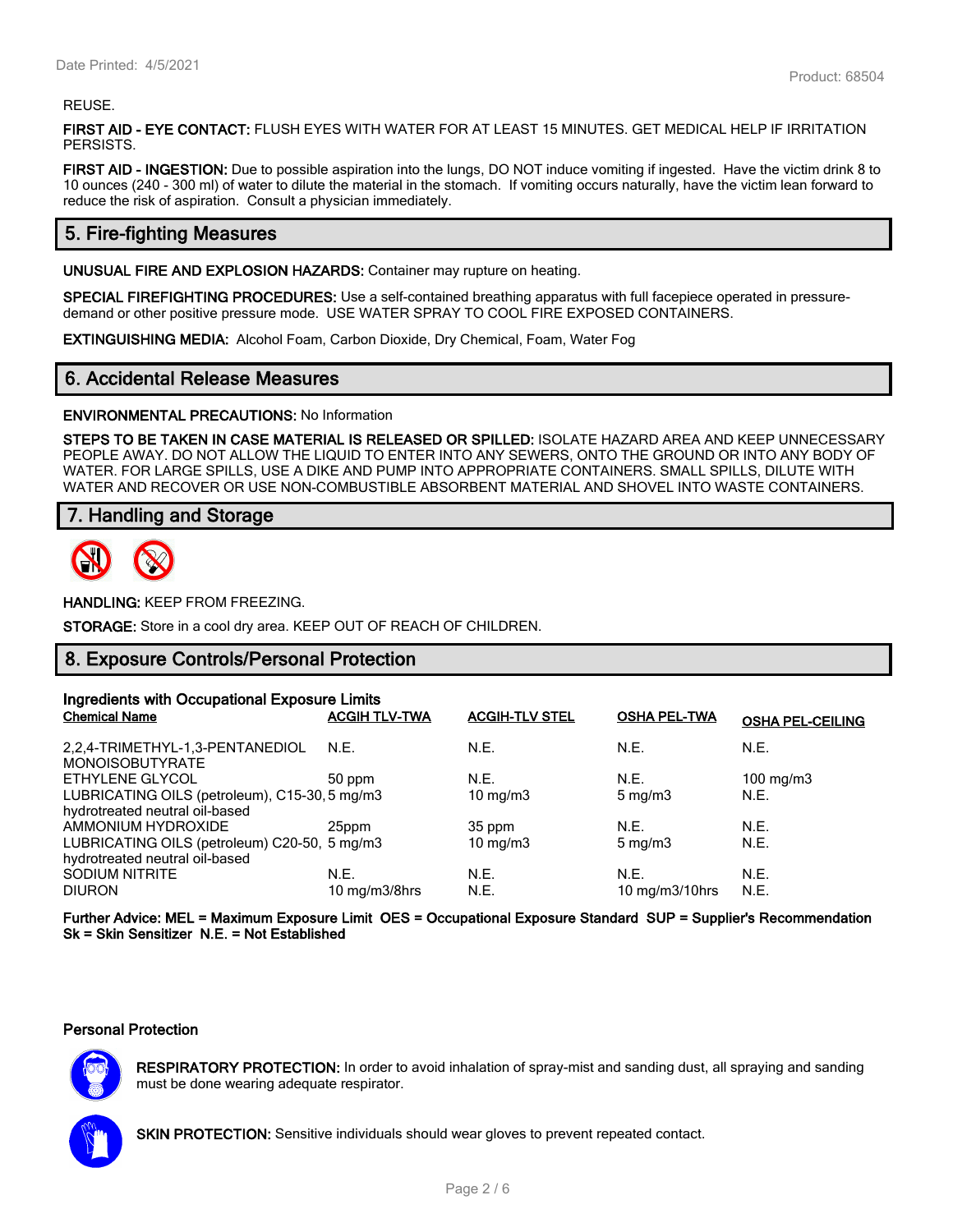REUSE.

**FIRST AID - EYE CONTACT:** FLUSH EYES WITH WATER FOR AT LEAST 15 MINUTES. GET MEDICAL HELP IF IRRITATION PERSISTS.

**FIRST AID - INGESTION:** Due to possible aspiration into the lungs, DO NOT induce vomiting if ingested. Have the victim drink 8 to 10 ounces (240 - 300 ml) of water to dilute the material in the stomach. If vomiting occurs naturally, have the victim lean forward to reduce the risk of aspiration. Consult a physician immediately.

## 5. Fire-fighting Measures

**UNUSUAL FIRE AND EXPLOSION HAZARDS:** Container may rupture on heating.

**SPECIAL FIREFIGHTING PROCEDURES:** Use a self-contained breathing apparatus with full facepiece operated in pressure-demand or other positive pressure mode. USE WATER SPRAY TO COOL FIRE EXPOSED CONTAINERS.

**EXTINGUISHING MEDIA:** Alcohol Foam, Carbon Dioxide, Dry Chemical, Foam, Water Fog

## 6. Accidental Release Measures

**ENVIRONMENTAL PRECAUTIONS:** No Information

**STEPS TO BE TAKEN IN CASE MATERIAL IS RELEASED OR SPILLED:** ISOLATE HAZARD AREA AND KEEP UNNECESSARY PEOPLE AWAY. DO NOT ALLOW THE LIQUID TO ENTER INTO ANY SEWERS, ONTO THE GROUND OR INTO ANY BODY OF WATER. FOR LARGE SPILLS, USE A DIKE AND PUMP INTO APPROPRIATE CONTAINERS. SMALL SPILLS, DILUTE WITH WATER AND RECOVER OR USE NON-COMBUSTIBLE ABSORBENT MATERIAL AND SHOVEL INTO WASTE CONTAINERS.

## 7. Handling and Storage

**HANDLING:** KEEP FROM FREEZING.

**STORAGE:** Store in a cool dry area. KEEP OUT OF REACH OF CHILDREN.

## 8. Exposure Controls/Personal Protection

**Ingredients with Occupational Exposure Limits**

| Chemical Name | ACGIH TLV-TWA | ACGIH-TLV STEL | OSHA PEL-TWA | OSHA PEL-CEILING |
|---|---|---|---|---|
| 2,2,4-TRIMETHYL-1,3-PENTANEDIOL MONOISOBUTYRATE | N.E. | N.E. | N.E. | N.E. |
| ETHYLENE GLYCOL | 50 ppm | N.E. | N.E. | 100 mg/m3 |
| LUBRICATING OILS (petroleum), C15-30, hydrotreated neutral oil-based | 5 mg/m3 | 10 mg/m3 | 5 mg/m3 | N.E. |
| AMMONIUM HYDROXIDE | 25ppm | 35 ppm | N.E. | N.E. |
| LUBRICATING OILS (petroleum) C20-50, hydrotreated neutral oil-based | 5 mg/m3 | 10 mg/m3 | 5 mg/m3 | N.E. |
| SODIUM NITRITE | N.E. | N.E. | N.E. | N.E. |
| DIURON | 10 mg/m3/8hrs | N.E. | 10 mg/m3/10hrs | N.E. |

**Further Advice: MEL = Maximum Exposure Limit OES = Occupational Exposure Standard SUP = Supplier's Recommendation Sk = Skin Sensitizer N.E. = Not Established**

**Personal Protection**

**RESPIRATORY PROTECTION:** In order to avoid inhalation of spray-mist and sanding dust, all spraying and sanding must be done wearing adequate respirator.

**SKIN PROTECTION:** Sensitive individuals should wear gloves to prevent repeated contact.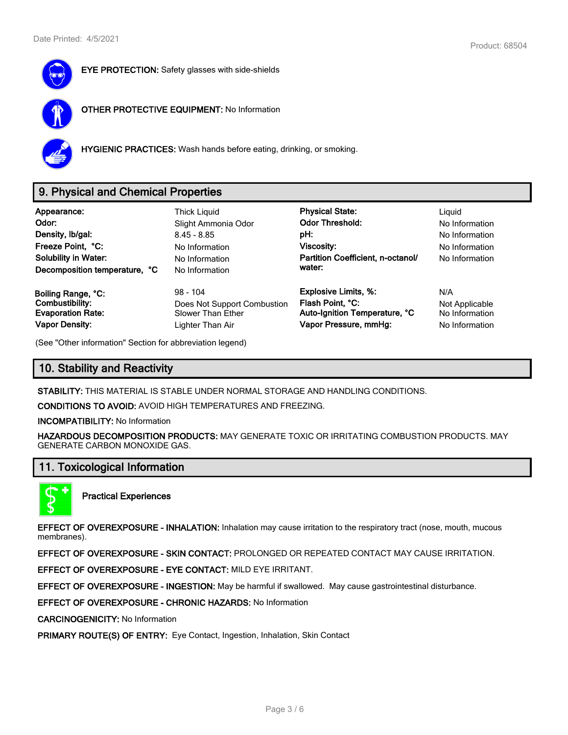**EYE PROTECTION:** Safety glasses with side-shields

**OTHER PROTECTIVE EQUIPMENT:** No Information

**HYGIENIC PRACTICES:** Wash hands before eating, drinking, or smoking.

## 9. Physical and Chemical Properties

| | | | |
|---|---|---|---|
| **Appearance:** | Thick Liquid | **Physical State:** | Liquid |
| **Odor:** | Slight Ammonia Odor | **Odor Threshold:** | No Information |
| **Density, lb/gal:** | 8.45 - 8.85 | **pH:** | No Information |
| **Freeze Point, °C:** | No Information | **Viscosity:** | No Information |
| **Solubility in Water:** | No Information | **Partition Coefficient, n-octanol/ water:** | No Information |
| **Decomposition temperature, °C** | No Information | | |
| **Boiling Range, °C:** | 98 - 104 | **Explosive Limits, %:** | N/A |
| **Combustibility:** | Does Not Support Combustion | **Flash Point, °C:** | Not Applicable |
| **Evaporation Rate:** | Slower Than Ether | **Auto-Ignition Temperature, °C** | No Information |
| **Vapor Density:** | Lighter Than Air | **Vapor Pressure, mmHg:** | No Information |

(See "Other information" Section for abbreviation legend)

## 10. Stability and Reactivity

**STABILITY:** THIS MATERIAL IS STABLE UNDER NORMAL STORAGE AND HANDLING CONDITIONS.

**CONDITIONS TO AVOID:** AVOID HIGH TEMPERATURES AND FREEZING.

**INCOMPATIBILITY:** No Information

**HAZARDOUS DECOMPOSITION PRODUCTS:** MAY GENERATE TOXIC OR IRRITATING COMBUSTION PRODUCTS. MAY GENERATE CARBON MONOXIDE GAS.

## 11. Toxicological Information

**Practical Experiences**

**EFFECT OF OVEREXPOSURE - INHALATION:** Inhalation may cause irritation to the respiratory tract (nose, mouth, mucous membranes).

**EFFECT OF OVEREXPOSURE - SKIN CONTACT:** PROLONGED OR REPEATED CONTACT MAY CAUSE IRRITATION.

**EFFECT OF OVEREXPOSURE - EYE CONTACT:** MILD EYE IRRITANT.

**EFFECT OF OVEREXPOSURE - INGESTION:** May be harmful if swallowed. May cause gastrointestinal disturbance.

**EFFECT OF OVEREXPOSURE - CHRONIC HAZARDS:** No Information

**CARCINOGENICITY:** No Information

**PRIMARY ROUTE(S) OF ENTRY:** Eye Contact, Ingestion, Inhalation, Skin Contact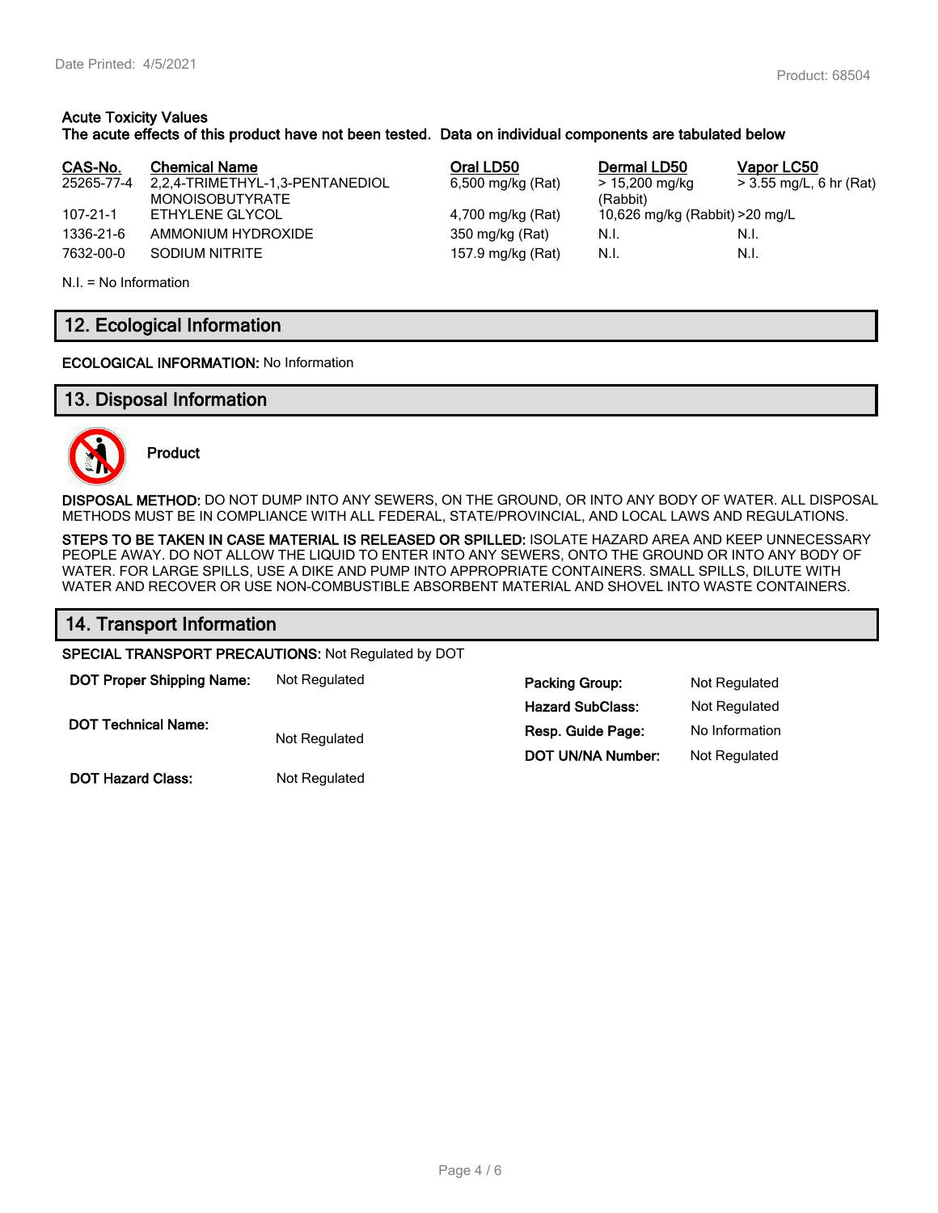**Acute Toxicity Values**
**The acute effects of this product have not been tested. Data on individual components are tabulated below**

| CAS-No. | Chemical Name | Oral LD50 | Dermal LD50 | Vapor LC50 |
|---|---|---|---|---|
| 25265-77-4 | 2,2,4-TRIMETHYL-1,3-PENTANEDIOL MONOISOBUTYRATE | 6,500 mg/kg (Rat) | > 15,200 mg/kg (Rabbit) | > 3.55 mg/L, 6 hr (Rat) |
| 107-21-1 | ETHYLENE GLYCOL | 4,700 mg/kg (Rat) | 10,626 mg/kg (Rabbit) | >20 mg/L |
| 1336-21-6 | AMMONIUM HYDROXIDE | 350 mg/kg (Rat) | N.I. | N.I. |
| 7632-00-0 | SODIUM NITRITE | 157.9 mg/kg (Rat) | N.I. | N.I. |

N.I. = No Information

## 12. Ecological Information

**ECOLOGICAL INFORMATION:** No Information

## 13. Disposal Information

**Product**

**DISPOSAL METHOD:** DO NOT DUMP INTO ANY SEWERS, ON THE GROUND, OR INTO ANY BODY OF WATER. ALL DISPOSAL METHODS MUST BE IN COMPLIANCE WITH ALL FEDERAL, STATE/PROVINCIAL, AND LOCAL LAWS AND REGULATIONS.

**STEPS TO BE TAKEN IN CASE MATERIAL IS RELEASED OR SPILLED:** ISOLATE HAZARD AREA AND KEEP UNNECESSARY PEOPLE AWAY. DO NOT ALLOW THE LIQUID TO ENTER INTO ANY SEWERS, ONTO THE GROUND OR INTO ANY BODY OF WATER. FOR LARGE SPILLS, USE A DIKE AND PUMP INTO APPROPRIATE CONTAINERS. SMALL SPILLS, DILUTE WITH WATER AND RECOVER OR USE NON-COMBUSTIBLE ABSORBENT MATERIAL AND SHOVEL INTO WASTE CONTAINERS.

## 14. Transport Information

**SPECIAL TRANSPORT PRECAUTIONS:** Not Regulated by DOT

**DOT Proper Shipping Name:** Not Regulated

**DOT Technical Name:** Not Regulated

**DOT Hazard Class:** Not Regulated

**Packing Group:** Not Regulated

**Hazard SubClass:** Not Regulated

**Resp. Guide Page:** No Information

**DOT UN/NA Number:** Not Regulated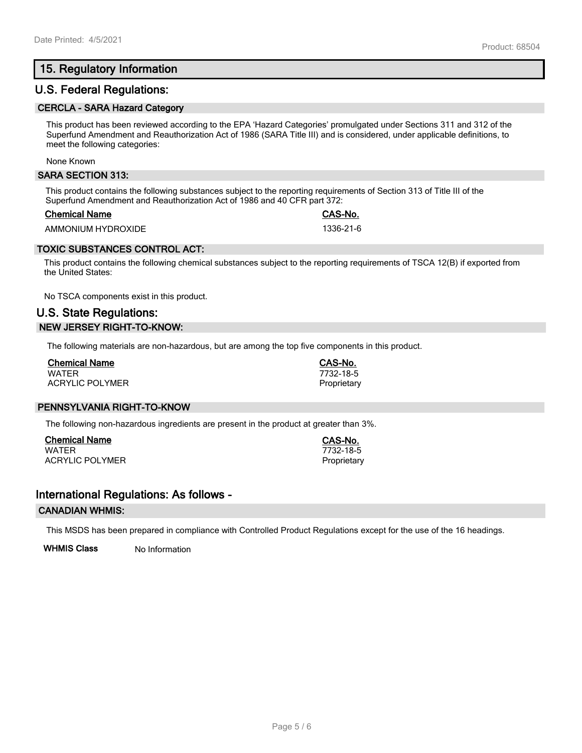## 15. Regulatory Information

### U.S. Federal Regulations:

#### CERCLA - SARA Hazard Category

This product has been reviewed according to the EPA 'Hazard Categories' promulgated under Sections 311 and 312 of the Superfund Amendment and Reauthorization Act of 1986 (SARA Title III) and is considered, under applicable definitions, to meet the following categories:

None Known

#### SARA SECTION 313:

This product contains the following substances subject to the reporting requirements of Section 313 of Title III of the Superfund Amendment and Reauthorization Act of 1986 and 40 CFR part 372:

| Chemical Name | CAS-No. |
|---|---|
| AMMONIUM HYDROXIDE | 1336-21-6 |

#### TOXIC SUBSTANCES CONTROL ACT:

This product contains the following chemical substances subject to the reporting requirements of TSCA 12(B) if exported from the United States:

No TSCA components exist in this product.

### U.S. State Regulations:

#### NEW JERSEY RIGHT-TO-KNOW:

The following materials are non-hazardous, but are among the top five components in this product.

| Chemical Name | CAS-No. |
|---|---|
| WATER | 7732-18-5 |
| ACRYLIC POLYMER | Proprietary |

#### PENNSYLVANIA RIGHT-TO-KNOW

The following non-hazardous ingredients are present in the product at greater than 3%.

| Chemical Name | CAS-No. |
|---|---|
| WATER | 7732-18-5 |
| ACRYLIC POLYMER | Proprietary |

### International Regulations: As follows -

#### CANADIAN WHMIS:

This MSDS has been prepared in compliance with Controlled Product Regulations except for the use of the 16 headings.

**WHMIS Class** No Information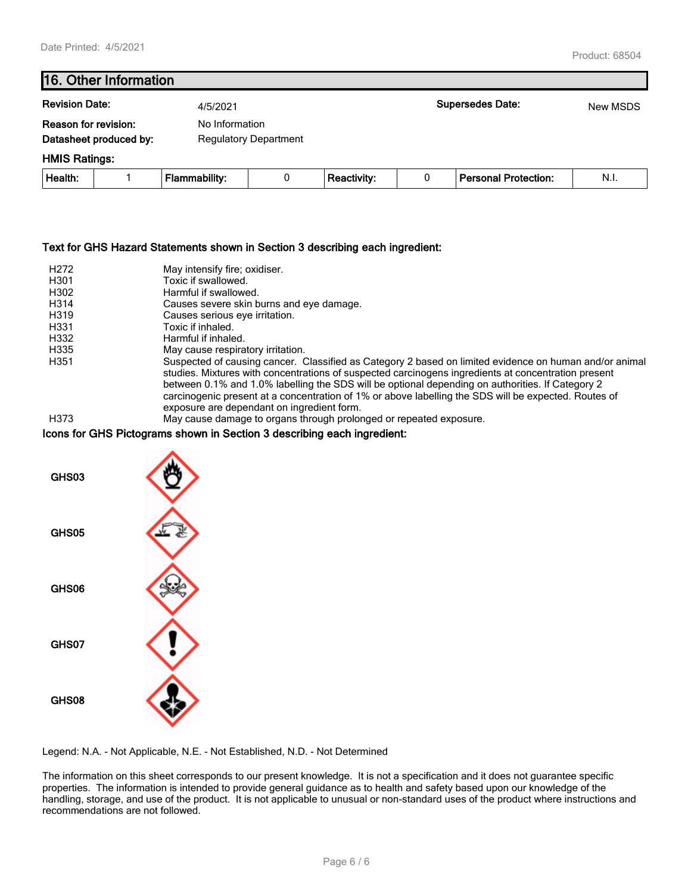## 16. Other Information

| | | | |
|---|---|---|---|
| **Revision Date:** | 4/5/2021 | **Supersedes Date:** | New MSDS |
| **Reason for revision:** | No Information | | |
| **Datasheet produced by:** | Regulatory Department | | |

**HMIS Ratings:**

| | | | | | | | |
|---|---|---|---|---|---|---|---|
| **Health:** | 1 | **Flammability:** | 0 | **Reactivity:** | 0 | **Personal Protection:** | N.I. |

**Text for GHS Hazard Statements shown in Section 3 describing each ingredient:**

| | |
|---|---|
| H272 | May intensify fire; oxidiser. |
| H301 | Toxic if swallowed. |
| H302 | Harmful if swallowed. |
| H314 | Causes severe skin burns and eye damage. |
| H319 | Causes serious eye irritation. |
| H331 | Toxic if inhaled. |
| H332 | Harmful if inhaled. |
| H335 | May cause respiratory irritation. |
| H351 | Suspected of causing cancer. Classified as Category 2 based on limited evidence on human and/or animal studies. Mixtures with concentrations of suspected carcinogens ingredients at concentration present between 0.1% and 1.0% labelling the SDS will be optional depending on authorities. If Category 2 carcinogenic present at a concentration of 1% or above labelling the SDS will be expected. Routes of exposure are dependant on ingredient form. |
| H373 | May cause damage to organs through prolonged or repeated exposure. |

**Icons for GHS Pictograms shown in Section 3 describing each ingredient:**

GHS03

GHS05

GHS06

GHS07

GHS08

Legend: N.A. - Not Applicable, N.E. - Not Established, N.D. - Not Determined

The information on this sheet corresponds to our present knowledge. It is not a specification and it does not guarantee specific properties. The information is intended to provide general guidance as to health and safety based upon our knowledge of the handling, storage, and use of the product. It is not applicable to unusual or non-standard uses of the product where instructions and recommendations are not followed.